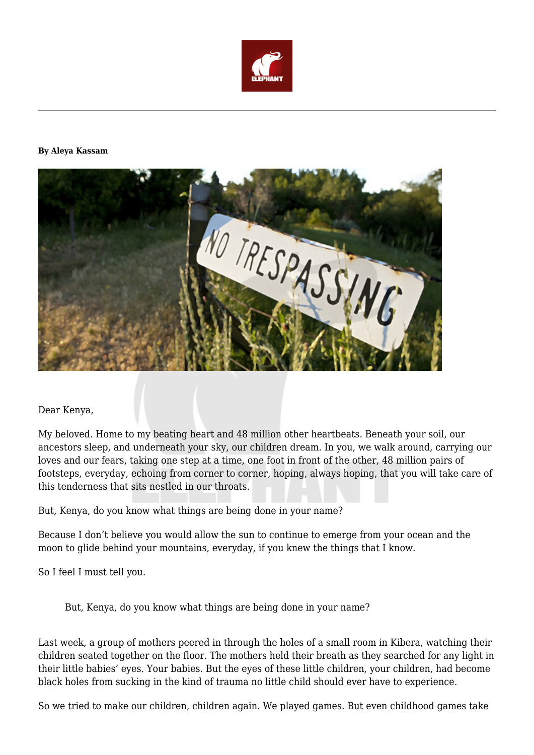**By Aleya Kassam**

Dear Kenya,

My beloved. Home to my beating heart and 48 million other heartbeats. Beneath your soil, our ancestors sleep, and underneath your sky, our children dream. In you, we walk around, carrying our loves and our fears, taking one step at a time, one foot in front of the other, 48 million pairs of footsteps, everyday, echoing from corner to corner, hoping, always hoping, that you will take care of this tenderness that sits nestled in our throats.

But, Kenya, do you know what things are being done in your name?

Because I don't believe you would allow the sun to continue to emerge from your ocean and the moon to glide behind your mountains, everyday, if you knew the things that I know.

So I feel I must tell you.

> But, Kenya, do you know what things are being done in your name?

Last week, a group of mothers peered in through the holes of a small room in Kibera, watching their children seated together on the floor. The mothers held their breath as they searched for any light in their little babies' eyes. Your babies. But the eyes of these little children, your children, had become black holes from sucking in the kind of trauma no little child should ever have to experience.

So we tried to make our children, children again. We played games. But even childhood games take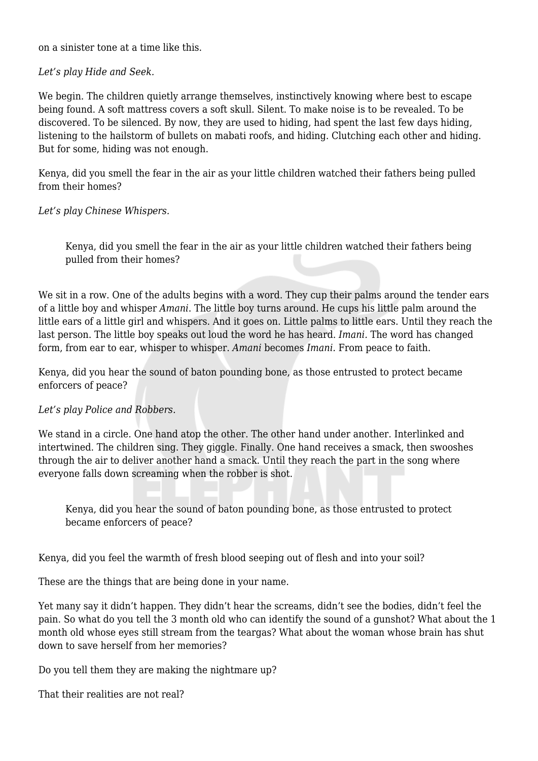on a sinister tone at a time like this.

*Let's play Hide and Seek.*

We begin. The children quietly arrange themselves, instinctively knowing where best to escape being found. A soft mattress covers a soft skull. Silent. To make noise is to be revealed. To be discovered. To be silenced. By now, they are used to hiding, had spent the last few days hiding, listening to the hailstorm of bullets on mabati roofs, and hiding. Clutching each other and hiding. But for some, hiding was not enough.

Kenya, did you smell the fear in the air as your little children watched their fathers being pulled from their homes?

*Let's play Chinese Whispers.*

> Kenya, did you smell the fear in the air as your little children watched their fathers being pulled from their homes?

We sit in a row. One of the adults begins with a word. They cup their palms around the tender ears of a little boy and whisper *Amani*. The little boy turns around. He cups his little palm around the little ears of a little girl and whispers. And it goes on. Little palms to little ears. Until they reach the last person. The little boy speaks out loud the word he has heard. *Imani.* The word has changed form, from ear to ear, whisper to whisper. *Amani* becomes *Imani.* From peace to faith.

Kenya, did you hear the sound of baton pounding bone, as those entrusted to protect became enforcers of peace?

*Let's play Police and Robbers.*

We stand in a circle. One hand atop the other. The other hand under another. Interlinked and intertwined. The children sing. They giggle. Finally. One hand receives a smack, then swooshes through the air to deliver another hand a smack. Until they reach the part in the song where everyone falls down screaming when the robber is shot.

> Kenya, did you hear the sound of baton pounding bone, as those entrusted to protect became enforcers of peace?

Kenya, did you feel the warmth of fresh blood seeping out of flesh and into your soil?

These are the things that are being done in your name.

Yet many say it didn't happen. They didn't hear the screams, didn't see the bodies, didn't feel the pain. So what do you tell the 3 month old who can identify the sound of a gunshot? What about the 1 month old whose eyes still stream from the teargas? What about the woman whose brain has shut down to save herself from her memories?

Do you tell them they are making the nightmare up?

That their realities are not real?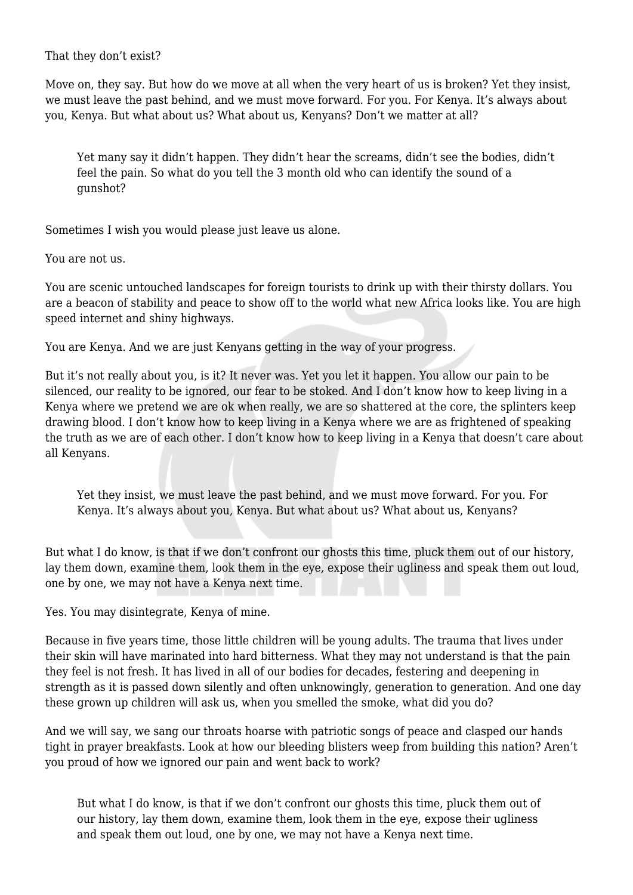That they don't exist?

Move on, they say. But how do we move at all when the very heart of us is broken? Yet they insist, we must leave the past behind, and we must move forward. For you. For Kenya. It's always about you, Kenya. But what about us? What about us, Kenyans? Don't we matter at all?

> Yet many say it didn't happen. They didn't hear the screams, didn't see the bodies, didn't feel the pain. So what do you tell the 3 month old who can identify the sound of a gunshot?

Sometimes I wish you would please just leave us alone.

You are not us.

You are scenic untouched landscapes for foreign tourists to drink up with their thirsty dollars. You are a beacon of stability and peace to show off to the world what new Africa looks like. You are high speed internet and shiny highways.

You are Kenya. And we are just Kenyans getting in the way of your progress.

But it's not really about you, is it? It never was. Yet you let it happen. You allow our pain to be silenced, our reality to be ignored, our fear to be stoked. And I don't know how to keep living in a Kenya where we pretend we are ok when really, we are so shattered at the core, the splinters keep drawing blood. I don't know how to keep living in a Kenya where we are as frightened of speaking the truth as we are of each other. I don't know how to keep living in a Kenya that doesn't care about all Kenyans.

> Yet they insist, we must leave the past behind, and we must move forward. For you. For Kenya. It's always about you, Kenya. But what about us? What about us, Kenyans?

But what I do know, is that if we don't confront our ghosts this time, pluck them out of our history, lay them down, examine them, look them in the eye, expose their ugliness and speak them out loud, one by one, we may not have a Kenya next time.

Yes. You may disintegrate, Kenya of mine.

Because in five years time, those little children will be young adults. The trauma that lives under their skin will have marinated into hard bitterness. What they may not understand is that the pain they feel is not fresh. It has lived in all of our bodies for decades, festering and deepening in strength as it is passed down silently and often unknowingly, generation to generation. And one day these grown up children will ask us, when you smelled the smoke, what did you do?

And we will say, we sang our throats hoarse with patriotic songs of peace and clasped our hands tight in prayer breakfasts. Look at how our bleeding blisters weep from building this nation? Aren't you proud of how we ignored our pain and went back to work?

> But what I do know, is that if we don't confront our ghosts this time, pluck them out of our history, lay them down, examine them, look them in the eye, expose their ugliness and speak them out loud, one by one, we may not have a Kenya next time.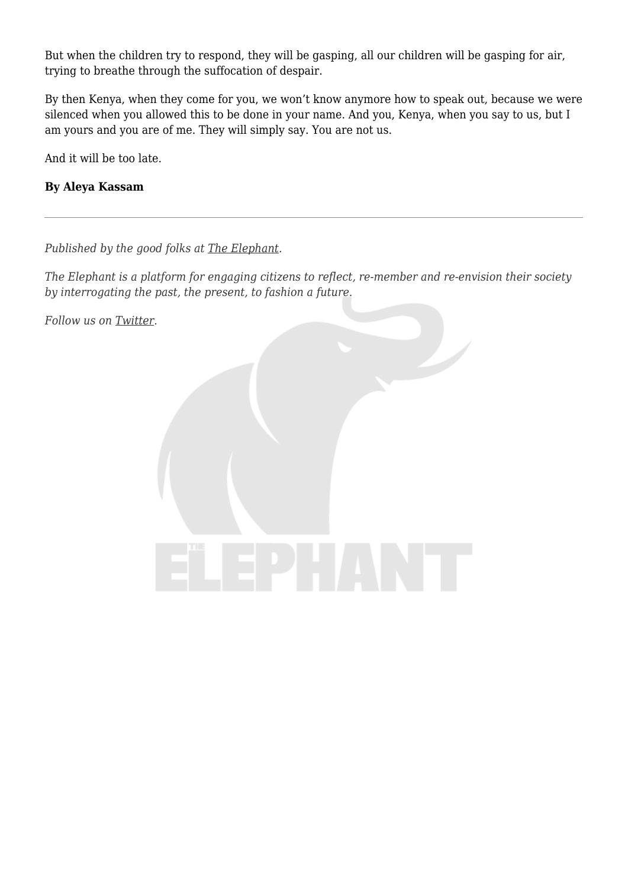But when the children try to respond, they will be gasping, all our children will be gasping for air, trying to breathe through the suffocation of despair.

By then Kenya, when they come for you, we won't know anymore how to speak out, because we were silenced when you allowed this to be done in your name. And you, Kenya, when you say to us, but I am yours and you are of me. They will simply say. You are not us.

And it will be too late.

**By Aleya Kassam**

---

*Published by the good folks at The Elephant.*

*The Elephant is a platform for engaging citizens to reflect, re-member and re-envision their society by interrogating the past, the present, to fashion a future.*

*Follow us on Twitter.*